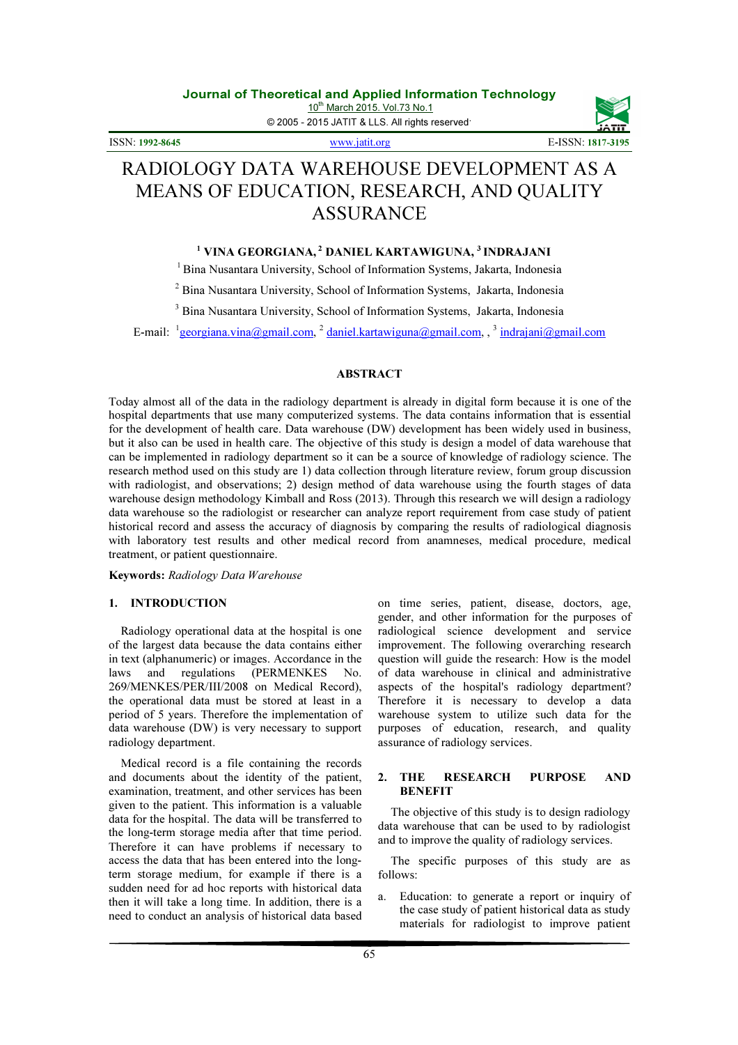# RADIOLOGY DATA WAREHOUSE DEVELOPMENT AS A MEANS OF EDUCATION, RESEARCH, AND QUALITY ASSURANCE

**[1] VINA GEORGIANA, [2] DANIEL KARTAWIGUNA, [3] INDRAJANI**

[1] Bina Nusantara University, School of Information Systems, Jakarta, Indonesia

[2] Bina Nusantara University, School of Information Systems, Jakarta, Indonesia

[3] Bina Nusantara University, School of Information Systems, Jakarta, Indonesia

E-mail: [1]georgiana.vina@gmail.com, [2] daniel.kartawiguna@gmail.com, , [3] indrajani@gmail.com

## ABSTRACT

Today almost all of the data in the radiology department is already in digital form because it is one of the hospital departments that use many computerized systems. The data contains information that is essential for the development of health care. Data warehouse (DW) development has been widely used in business, but it also can be used in health care. The objective of this study is design a model of data warehouse that can be implemented in radiology department so it can be a source of knowledge of radiology science. The research method used on this study are 1) data collection through literature review, forum group discussion with radiologist, and observations; 2) design method of data warehouse using the fourth stages of data warehouse design methodology Kimball and Ross (2013). Through this research we will design a radiology data warehouse so the radiologist or researcher can analyze report requirement from case study of patient historical record and assess the accuracy of diagnosis by comparing the results of radiological diagnosis with laboratory test results and other medical record from anamneses, medical procedure, medical treatment, or patient questionnaire.

**Keywords:** *Radiology Data Warehouse*

## 1. INTRODUCTION

Radiology operational data at the hospital is one of the largest data because the data contains either in text (alphanumeric) or images. Accordance in the laws and regulations (PERMENKES No. 269/MENKES/PER/III/2008 on Medical Record), the operational data must be stored at least in a period of 5 years. Therefore the implementation of data warehouse (DW) is very necessary to support radiology department.

Medical record is a file containing the records and documents about the identity of the patient, examination, treatment, and other services has been given to the patient. This information is a valuable data for the hospital. The data will be transferred to the long-term storage media after that time period. Therefore it can have problems if necessary to access the data that has been entered into the long-term storage medium, for example if there is a sudden need for ad hoc reports with historical data then it will take a long time. In addition, there is a need to conduct an analysis of historical data based on time series, patient, disease, doctors, age, gender, and other information for the purposes of radiological science development and service improvement. The following overarching research question will guide the research: How is the model of data warehouse in clinical and administrative aspects of the hospital's radiology department? Therefore it is necessary to develop a data warehouse system to utilize such data for the purposes of education, research, and quality assurance of radiology services.

## 2. THE RESEARCH PURPOSE AND BENEFIT

The objective of this study is to design radiology data warehouse that can be used to by radiologist and to improve the quality of radiology services.

The specific purposes of this study are as follows:

a. Education: to generate a report or inquiry of the case study of patient historical data as study materials for radiologist to improve patient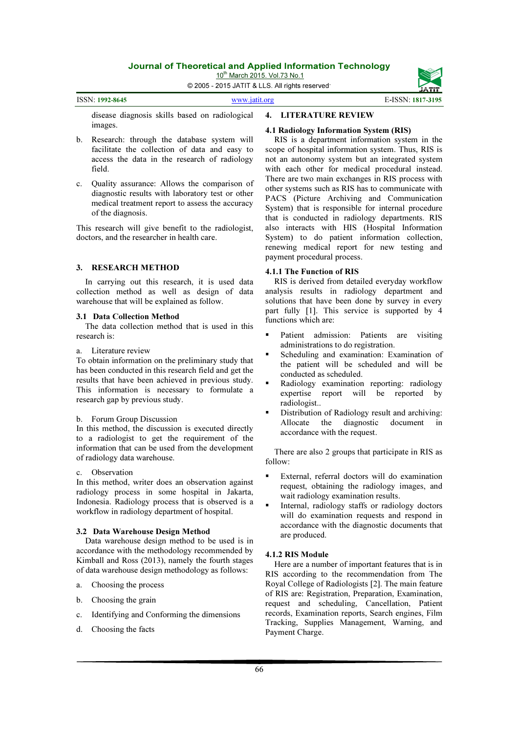disease diagnosis skills based on radiological images.

b. Research: through the database system will facilitate the collection of data and easy to access the data in the research of radiology field.

c. Quality assurance: Allows the comparison of diagnostic results with laboratory test or other medical treatment report to assess the accuracy of the diagnosis.

This research will give benefit to the radiologist, doctors, and the researcher in health care.

## 3. RESEARCH METHOD

In carrying out this research, it is used data collection method as well as design of data warehouse that will be explained as follow.

### 3.1 Data Collection Method

The data collection method that is used in this research is:

a. Literature review

To obtain information on the preliminary study that has been conducted in this research field and get the results that have been achieved in previous study. This information is necessary to formulate a research gap by previous study.

b. Forum Group Discussion

In this method, the discussion is executed directly to a radiologist to get the requirement of the information that can be used from the development of radiology data warehouse.

c. Observation

In this method, writer does an observation against radiology process in some hospital in Jakarta, Indonesia. Radiology process that is observed is a workflow in radiology department of hospital.

### 3.2 Data Warehouse Design Method

Data warehouse design method to be used is in accordance with the methodology recommended by Kimball and Ross (2013), namely the fourth stages of data warehouse design methodology as follows:

a. Choosing the process

b. Choosing the grain

c. Identifying and Conforming the dimensions

d. Choosing the facts

## 4. LITERATURE REVIEW

### 4.1 Radiology Information System (RIS)

RIS is a department information system in the scope of hospital information system. Thus, RIS is not an autonomy system but an integrated system with each other for medical procedural instead. There are two main exchanges in RIS process with other systems such as RIS has to communicate with PACS (Picture Archiving and Communication System) that is responsible for internal procedure that is conducted in radiology departments. RIS also interacts with HIS (Hospital Information System) to do patient information collection, renewing medical report for new testing and payment procedural process.

#### 4.1.1 The Function of RIS

RIS is derived from detailed everyday workflow analysis results in radiology department and solutions that have been done by survey in every part fully [1]. This service is supported by 4 functions which are:

- Patient admission: Patients are visiting administrations to do registration.
- Scheduling and examination: Examination of the patient will be scheduled and will be conducted as scheduled.
- Radiology examination reporting: radiology expertise report will be reported by radiologist..
- Distribution of Radiology result and archiving: Allocate the diagnostic document in accordance with the request.

There are also 2 groups that participate in RIS as follow:

- External, referral doctors will do examination request, obtaining the radiology images, and wait radiology examination results.
- Internal, radiology staffs or radiology doctors will do examination requests and respond in accordance with the diagnostic documents that are produced.

#### 4.1.2 RIS Module

Here are a number of important features that is in RIS according to the recommendation from The Royal College of Radiologists [2]. The main feature of RIS are: Registration, Preparation, Examination, request and scheduling, Cancellation, Patient records, Examination reports, Search engines, Film Tracking, Supplies Management, Warning, and Payment Charge.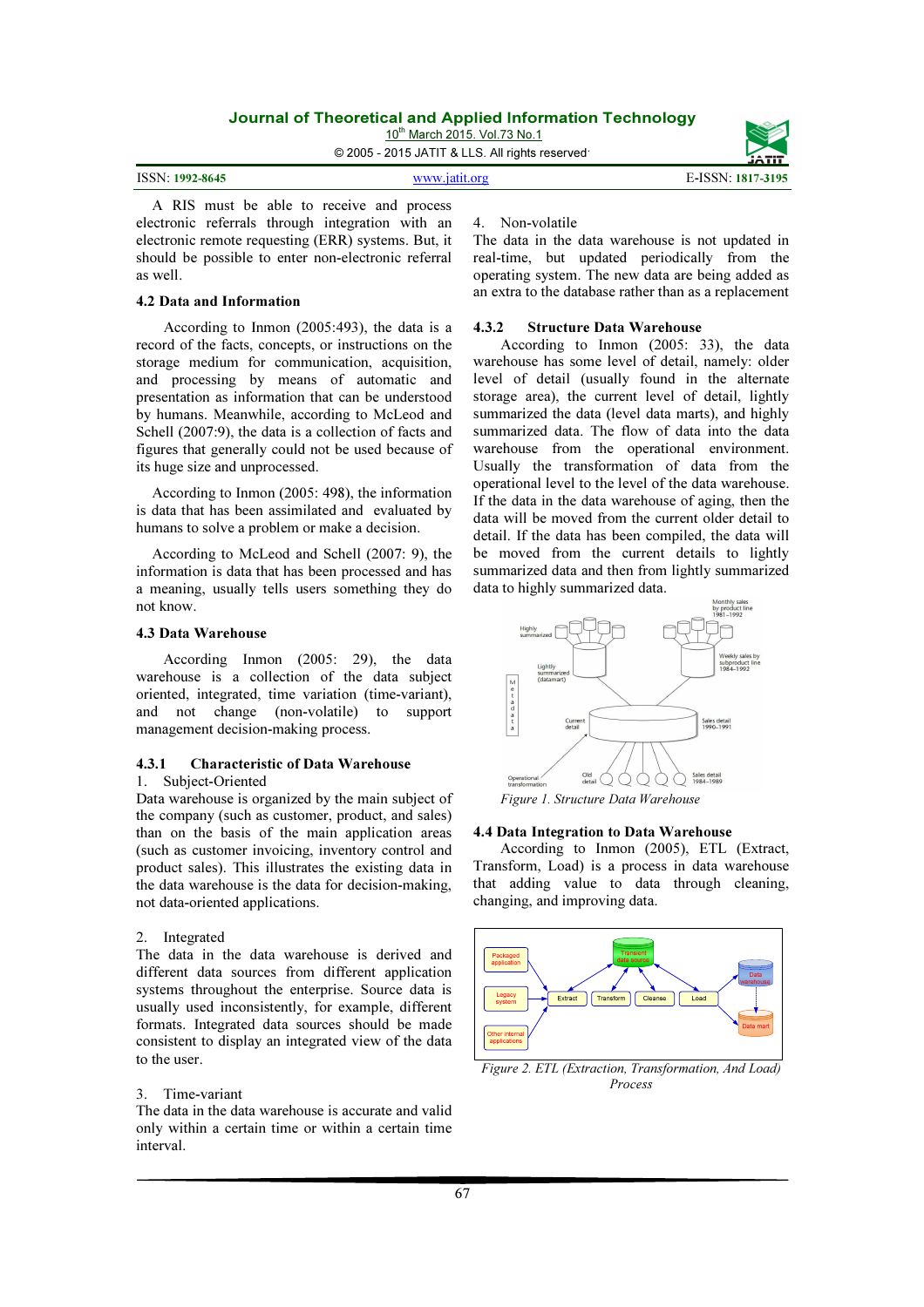A RIS must be able to receive and process electronic referrals through integration with an electronic remote requesting (ERR) systems. But, it should be possible to enter non-electronic referral as well.

### 4.2 Data and Information

According to Inmon (2005:493), the data is a record of the facts, concepts, or instructions on the storage medium for communication, acquisition, and processing by means of automatic and presentation as information that can be understood by humans. Meanwhile, according to McLeod and Schell (2007:9), the data is a collection of facts and figures that generally could not be used because of its huge size and unprocessed.

According to Inmon (2005: 498), the information is data that has been assimilated and evaluated by humans to solve a problem or make a decision.

According to McLeod and Schell (2007: 9), the information is data that has been processed and has a meaning, usually tells users something they do not know.

### 4.3 Data Warehouse

According Inmon (2005: 29), the data warehouse is a collection of the data subject oriented, integrated, time variation (time-variant), and not change (non-volatile) to support management decision-making process.

#### 4.3.1 Characteristic of Data Warehouse

1. Subject-Oriented

Data warehouse is organized by the main subject of the company (such as customer, product, and sales) than on the basis of the main application areas (such as customer invoicing, inventory control and product sales). This illustrates the existing data in the data warehouse is the data for decision-making, not data-oriented applications.

2. Integrated

The data in the data warehouse is derived and different data sources from different application systems throughout the enterprise. Source data is usually used inconsistently, for example, different formats. Integrated data sources should be made consistent to display an integrated view of the data to the user.

3. Time-variant

The data in the data warehouse is accurate and valid only within a certain time or within a certain time interval.

4. Non-volatile

The data in the data warehouse is not updated in real-time, but updated periodically from the operating system. The new data are being added as an extra to the database rather than as a replacement

#### 4.3.2 Structure Data Warehouse

According to Inmon (2005: 33), the data warehouse has some level of detail, namely: older level of detail (usually found in the alternate storage area), the current level of detail, lightly summarized the data (level data marts), and highly summarized data. The flow of data into the data warehouse from the operational environment. Usually the transformation of data from the operational level to the level of the data warehouse. If the data in the data warehouse of aging, then the data will be moved from the current older detail to detail. If the data has been compiled, the data will be moved from the current details to lightly summarized data and then from lightly summarized data to highly summarized data.

*Figure 1. Structure Data Warehouse*

### 4.4 Data Integration to Data Warehouse

According to Inmon (2005), ETL (Extract, Transform, Load) is a process in data warehouse that adding value to data through cleaning, changing, and improving data.

*Figure 2. ETL (Extraction, Transformation, And Load) Process*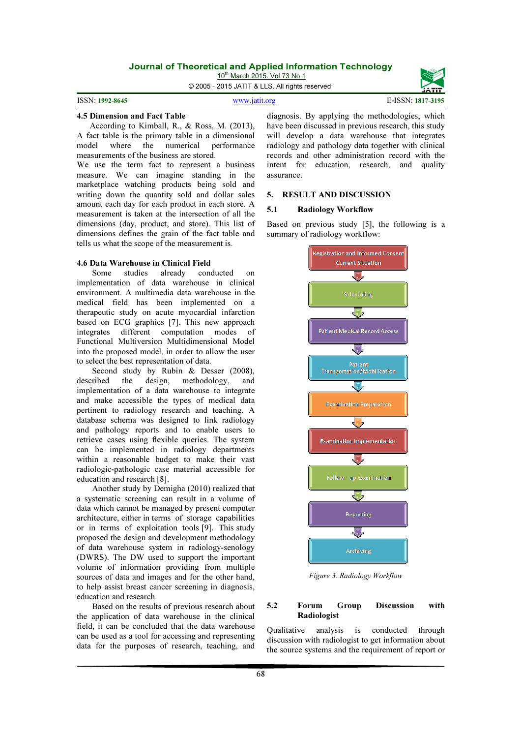### 4.5 Dimension and Fact Table

According to Kimball, R., & Ross, M. (2013), A fact table is the primary table in a dimensional model where the numerical performance measurements of the business are stored.
We use the term fact to represent a business measure. We can imagine standing in the marketplace watching products being sold and writing down the quantity sold and dollar sales amount each day for each product in each store. A measurement is taken at the intersection of all the dimensions (day, product, and store). This list of dimensions defines the grain of the fact table and tells us what the scope of the measurement is.

### 4.6 Data Warehouse in Clinical Field

Some studies already conducted on implementation of data warehouse in clinical environment. A multimedia data warehouse in the medical field has been implemented on a therapeutic study on acute myocardial infarction based on ECG graphics [7]. This new approach integrates different computation modes of Functional Multiversion Multidimensional Model into the proposed model, in order to allow the user to select the best representation of data.

Second study by Rubin & Desser (2008), described the design, methodology, and implementation of a data warehouse to integrate and make accessible the types of medical data pertinent to radiology research and teaching. A database schema was designed to link radiology and pathology reports and to enable users to retrieve cases using flexible queries. The system can be implemented in radiology departments within a reasonable budget to make their vast radiologic-pathologic case material accessible for education and research [8].

Another study by Demigha (2010) realized that a systematic screening can result in a volume of data which cannot be managed by present computer architecture, either in terms of storage capabilities or in terms of exploitation tools [9]. This study proposed the design and development methodology of data warehouse system in radiology-senology (DWRS). The DW used to support the important volume of information providing from multiple sources of data and images and for the other hand, to help assist breast cancer screening in diagnosis, education and research.

Based on the results of previous research about the application of data warehouse in the clinical field, it can be concluded that the data warehouse can be used as a tool for accessing and representing data for the purposes of research, teaching, and diagnosis. By applying the methodologies, which have been discussed in previous research, this study will develop a data warehouse that integrates radiology and pathology data together with clinical records and other administration record with the intent for education, research, and quality assurance.

## 5. RESULT AND DISCUSSION

### 5.1 Radiology Workflow

Based on previous study [5], the following is a summary of radiology workflow:

Registration and Informed Consent Current Situation → Scheduling → Patient Medical Record Access → Patient Transportation/Mobilization → Examination Preparation → Examination Implementation → Follow – up Examination → Reporting → Archiving

*Figure 3. Radiology Workflow*

### 5.2 Forum Group Discussion with Radiologist

Qualitative analysis is conducted through discussion with radiologist to get information about the source systems and the requirement of report or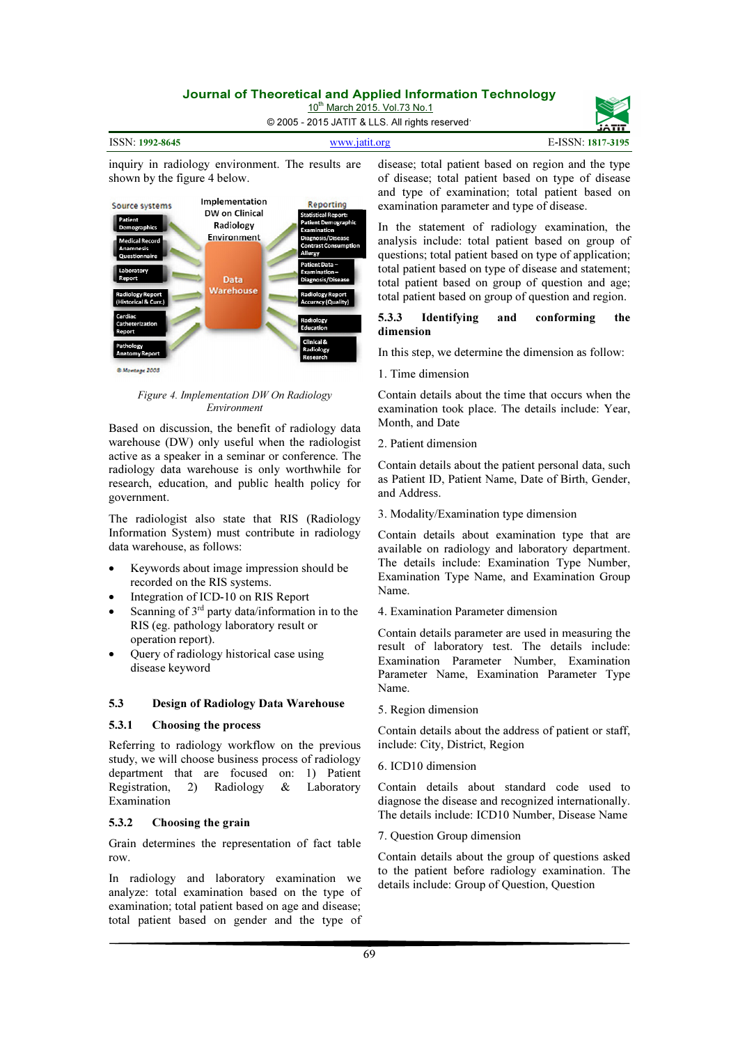inquiry in radiology environment. The results are shown by the figure 4 below.

*Figure 4. Implementation DW On Radiology Environment*

Based on discussion, the benefit of radiology data warehouse (DW) only useful when the radiologist active as a speaker in a seminar or conference. The radiology data warehouse is only worthwhile for research, education, and public health policy for government.

The radiologist also state that RIS (Radiology Information System) must contribute in radiology data warehouse, as follows:

- Keywords about image impression should be recorded on the RIS systems.
- Integration of ICD-10 on RIS Report
- Scanning of 3rd party data/information in to the RIS (eg. pathology laboratory result or operation report).
- Query of radiology historical case using disease keyword

### 5.3 Design of Radiology Data Warehouse

#### 5.3.1 Choosing the process

Referring to radiology workflow on the previous study, we will choose business process of radiology department that are focused on: 1) Patient Registration, 2) Radiology & Laboratory Examination

#### 5.3.2 Choosing the grain

Grain determines the representation of fact table row.

In radiology and laboratory examination we analyze: total examination based on the type of examination; total patient based on age and disease; total patient based on gender and the type of disease; total patient based on region and the type of disease; total patient based on type of disease and type of examination; total patient based on examination parameter and type of disease.

In the statement of radiology examination, the analysis include: total patient based on group of questions; total patient based on type of application; total patient based on type of disease and statement; total patient based on group of question and age; total patient based on group of question and region.

#### 5.3.3 Identifying and conforming the dimension

In this step, we determine the dimension as follow:

1. Time dimension

Contain details about the time that occurs when the examination took place. The details include: Year, Month, and Date

2. Patient dimension

Contain details about the patient personal data, such as Patient ID, Patient Name, Date of Birth, Gender, and Address.

3. Modality/Examination type dimension

Contain details about examination type that are available on radiology and laboratory department. The details include: Examination Type Number, Examination Type Name, and Examination Group Name.

4. Examination Parameter dimension

Contain details parameter are used in measuring the result of laboratory test. The details include: Examination Parameter Number, Examination Parameter Name, Examination Parameter Type Name.

5. Region dimension

Contain details about the address of patient or staff, include: City, District, Region

6. ICD10 dimension

Contain details about standard code used to diagnose the disease and recognized internationally. The details include: ICD10 Number, Disease Name

7. Question Group dimension

Contain details about the group of questions asked to the patient before radiology examination. The details include: Group of Question, Question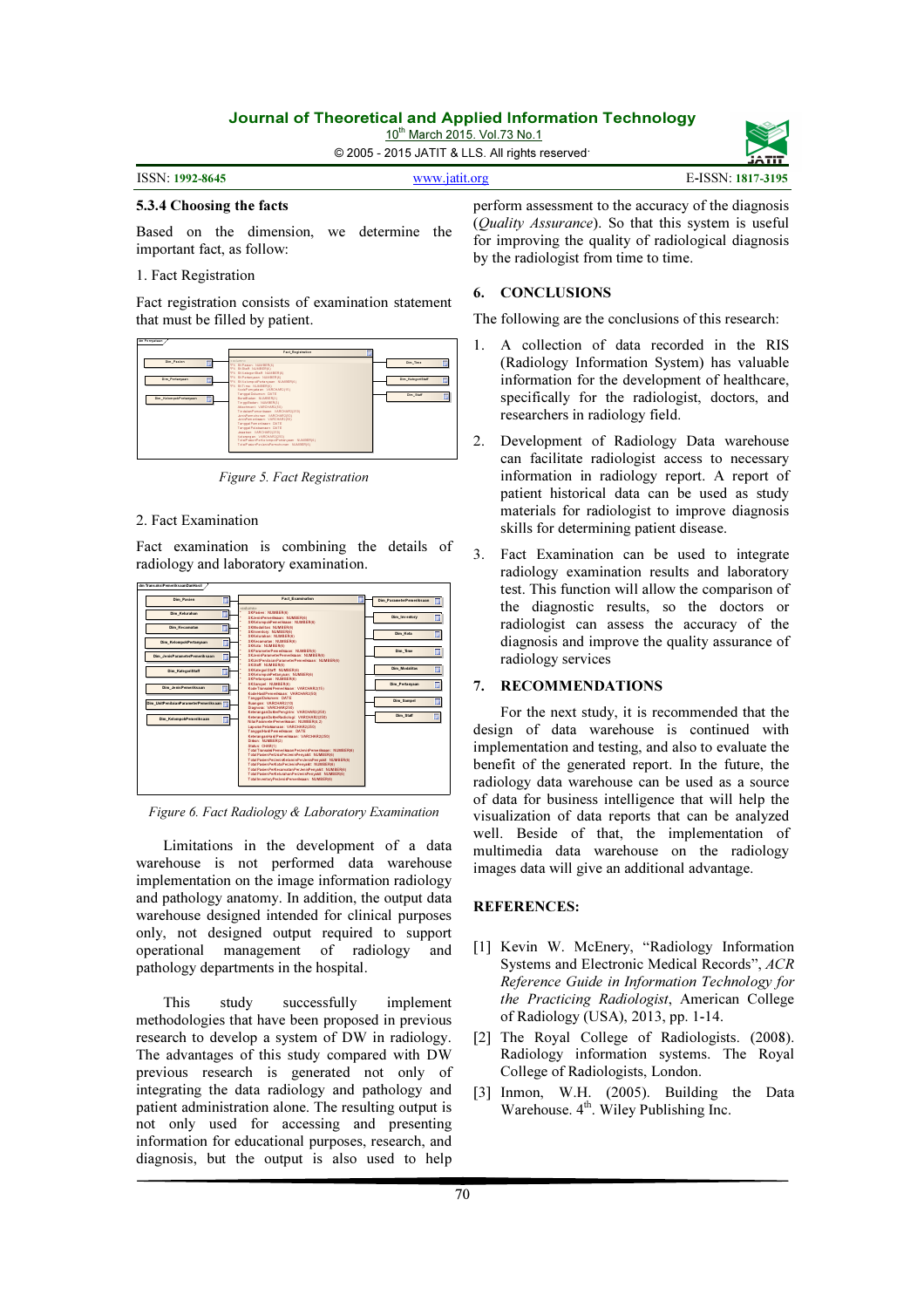### 5.3.4 Choosing the facts

Based on the dimension, we determine the important fact, as follow:

1. Fact Registration

Fact registration consists of examination statement that must be filled by patient.

*Figure 5. Fact Registration*

2. Fact Examination

Fact examination is combining the details of radiology and laboratory examination.

*Figure 6. Fact Radiology & Laboratory Examination*

Limitations in the development of a data warehouse is not performed data warehouse implementation on the image information radiology and pathology anatomy. In addition, the output data warehouse designed intended for clinical purposes only, not designed output required to support operational management of radiology and pathology departments in the hospital.

This study successfully implement methodologies that have been proposed in previous research to develop a system of DW in radiology. The advantages of this study compared with DW previous research is generated not only of integrating the data radiology and pathology and patient administration alone. The resulting output is not only used for accessing and presenting information for educational purposes, research, and diagnosis, but the output is also used to help perform assessment to the accuracy of the diagnosis (*Quality Assurance*). So that this system is useful for improving the quality of radiological diagnosis by the radiologist from time to time.

## 6. CONCLUSIONS

The following are the conclusions of this research:

1. A collection of data recorded in the RIS (Radiology Information System) has valuable information for the development of healthcare, specifically for the radiologist, doctors, and researchers in radiology field.
2. Development of Radiology Data warehouse can facilitate radiologist access to necessary information in radiology report. A report of patient historical data can be used as study materials for radiologist to improve diagnosis skills for determining patient disease.
3. Fact Examination can be used to integrate radiology examination results and laboratory test. This function will allow the comparison of the diagnostic results, so the doctors or radiologist can assess the accuracy of the diagnosis and improve the quality assurance of radiology services

## 7. RECOMMENDATIONS

For the next study, it is recommended that the design of data warehouse is continued with implementation and testing, and also to evaluate the benefit of the generated report. In the future, the radiology data warehouse can be used as a source of data for business intelligence that will help the visualization of data reports that can be analyzed well. Beside of that, the implementation of multimedia data warehouse on the radiology images data will give an additional advantage.

## REFERENCES:

[1] Kevin W. McEnery, "Radiology Information Systems and Electronic Medical Records", *ACR Reference Guide in Information Technology for the Practicing Radiologist*, American College of Radiology (USA), 2013, pp. 1-14.

[2] The Royal College of Radiologists. (2008). Radiology information systems. The Royal College of Radiologists, London.

[3] Inmon, W.H. (2005). Building the Data Warehouse. 4th. Wiley Publishing Inc.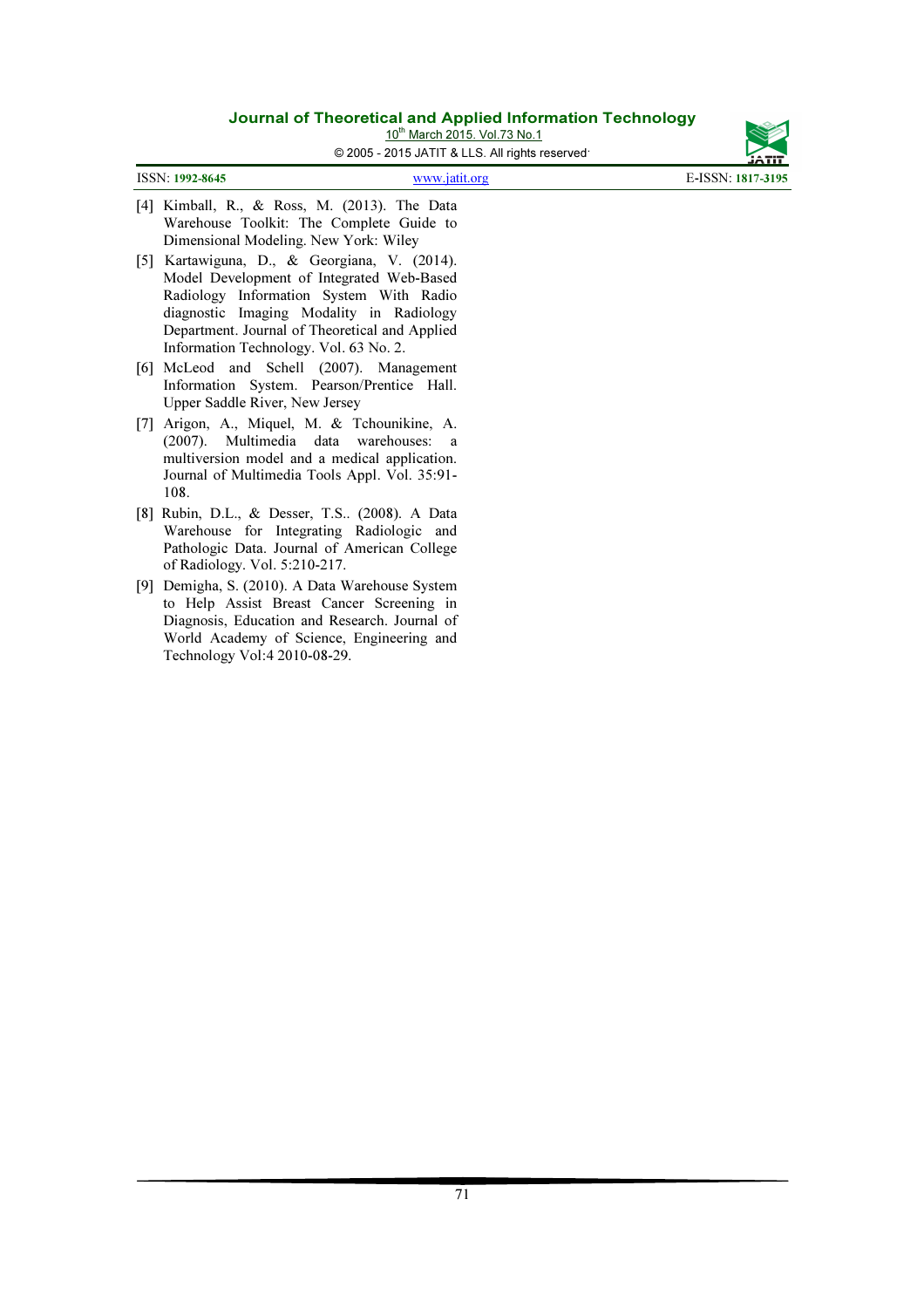[4] Kimball, R., & Ross, M. (2013). The Data Warehouse Toolkit: The Complete Guide to Dimensional Modeling. New York: Wiley

[5] Kartawiguna, D., & Georgiana, V. (2014). Model Development of Integrated Web-Based Radiology Information System With Radio diagnostic Imaging Modality in Radiology Department. Journal of Theoretical and Applied Information Technology. Vol. 63 No. 2.

[6] McLeod and Schell (2007). Management Information System. Pearson/Prentice Hall. Upper Saddle River, New Jersey

[7] Arigon, A., Miquel, M. & Tchounikine, A. (2007). Multimedia data warehouses: a multiversion model and a medical application. Journal of Multimedia Tools Appl. Vol. 35:91-108.

[8] Rubin, D.L., & Desser, T.S.. (2008). A Data Warehouse for Integrating Radiologic and Pathologic Data. Journal of American College of Radiology. Vol. 5:210-217.

[9] Demigha, S. (2010). A Data Warehouse System to Help Assist Breast Cancer Screening in Diagnosis, Education and Research. Journal of World Academy of Science, Engineering and Technology Vol:4 2010-08-29.